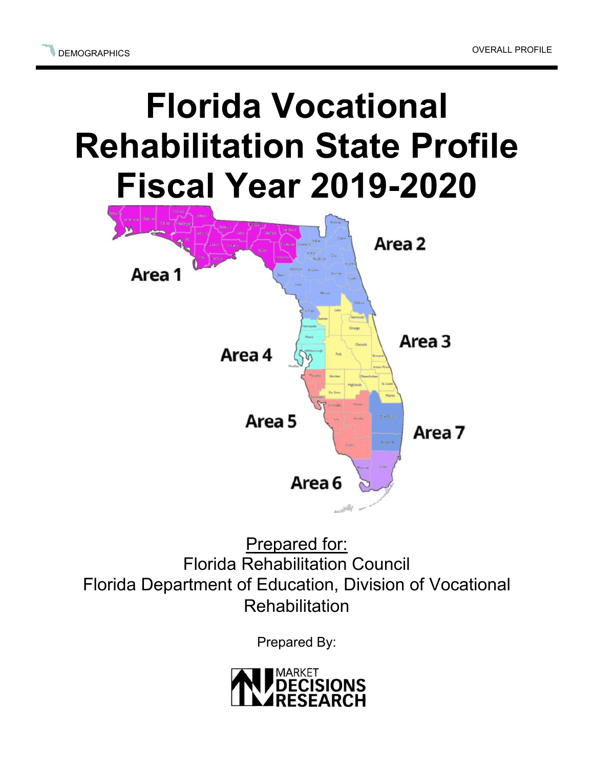# Florida Vocational Rehabilitation State Profile Fiscal Year 2019-2020

Area 1

Area 2

Area 3

Area 4

Area 5

Area 6

Area 7

Prepared for:
Florida Rehabilitation Council
Florida Department of Education, Division of Vocational Rehabilitation

Prepared By:

MARKET DECISIONS RESEARCH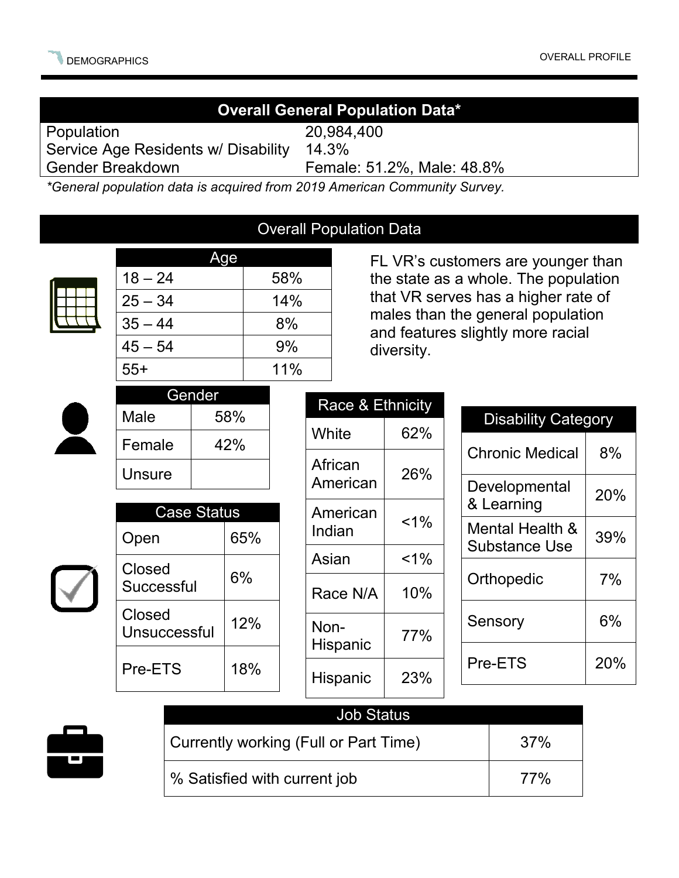## Overall General Population Data*

| | |
|---|---|
| Population | 20,984,400 |
| Service Age Residents w/ Disability | 14.3% |
| Gender Breakdown | Female: 51.2%, Male: 48.8% |

*\*General population data is acquired from 2019 American Community Survey.*

## Overall Population Data

FL VR's customers are younger than the state as a whole. The population that VR serves has a higher rate of males than the general population and features slightly more racial diversity.

| Age | |
|---|---|
| 18 – 24 | 58% |
| 25 – 34 | 14% |
| 35 – 44 | 8% |
| 45 – 54 | 9% |
| 55+ | 11% |

| Gender | |
|---|---|
| Male | 58% |
| Female | 42% |
| Unsure | |

| Case Status | |
|---|---|
| Open | 65% |
| Closed Successful | 6% |
| Closed Unsuccessful | 12% |
| Pre-ETS | 18% |

| Race & Ethnicity | |
|---|---|
| White | 62% |
| African American | 26% |
| American Indian | <1% |
| Asian | <1% |
| Race N/A | 10% |
| Non-Hispanic | 77% |
| Hispanic | 23% |

| Disability Category | |
|---|---|
| Chronic Medical | 8% |
| Developmental & Learning | 20% |
| Mental Health & Substance Use | 39% |
| Orthopedic | 7% |
| Sensory | 6% |
| Pre-ETS | 20% |

| Job Status | |
|---|---|
| Currently working (Full or Part Time) | 37% |
| % Satisfied with current job | 77% |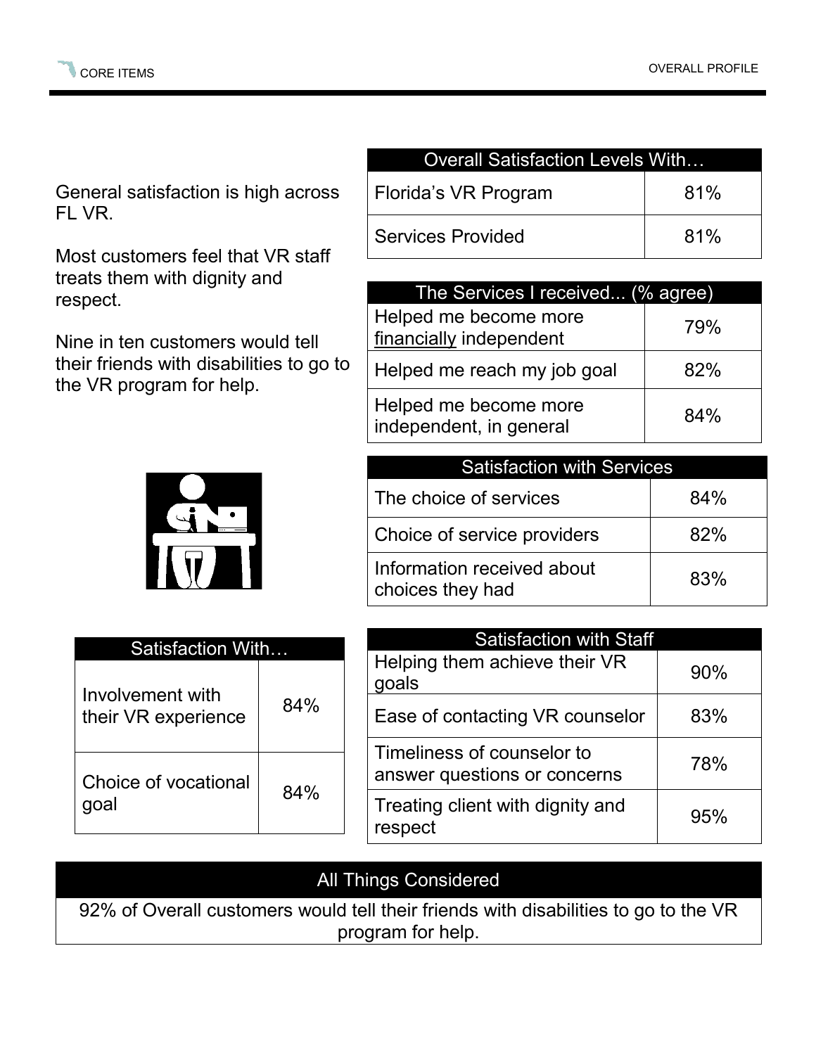General satisfaction is high across FL VR.

Most customers feel that VR staff treats them with dignity and respect.

Nine in ten customers would tell their friends with disabilities to go to the VR program for help.

| Overall Satisfaction Levels With… | |
|---|---|
| Florida's VR Program | 81% |
| Services Provided | 81% |

| The Services I received... (% agree) | |
|---|---|
| Helped me become more financially independent | 79% |
| Helped me reach my job goal | 82% |
| Helped me become more independent, in general | 84% |

| Satisfaction with Services | |
|---|---|
| The choice of services | 84% |
| Choice of service providers | 82% |
| Information received about choices they had | 83% |

| Satisfaction With… | |
|---|---|
| Involvement with their VR experience | 84% |
| Choice of vocational goal | 84% |

| Satisfaction with Staff | |
|---|---|
| Helping them achieve their VR goals | 90% |
| Ease of contacting VR counselor | 83% |
| Timeliness of counselor to answer questions or concerns | 78% |
| Treating client with dignity and respect | 95% |

| All Things Considered |
|---|
| 92% of Overall customers would tell their friends with disabilities to go to the VR program for help. |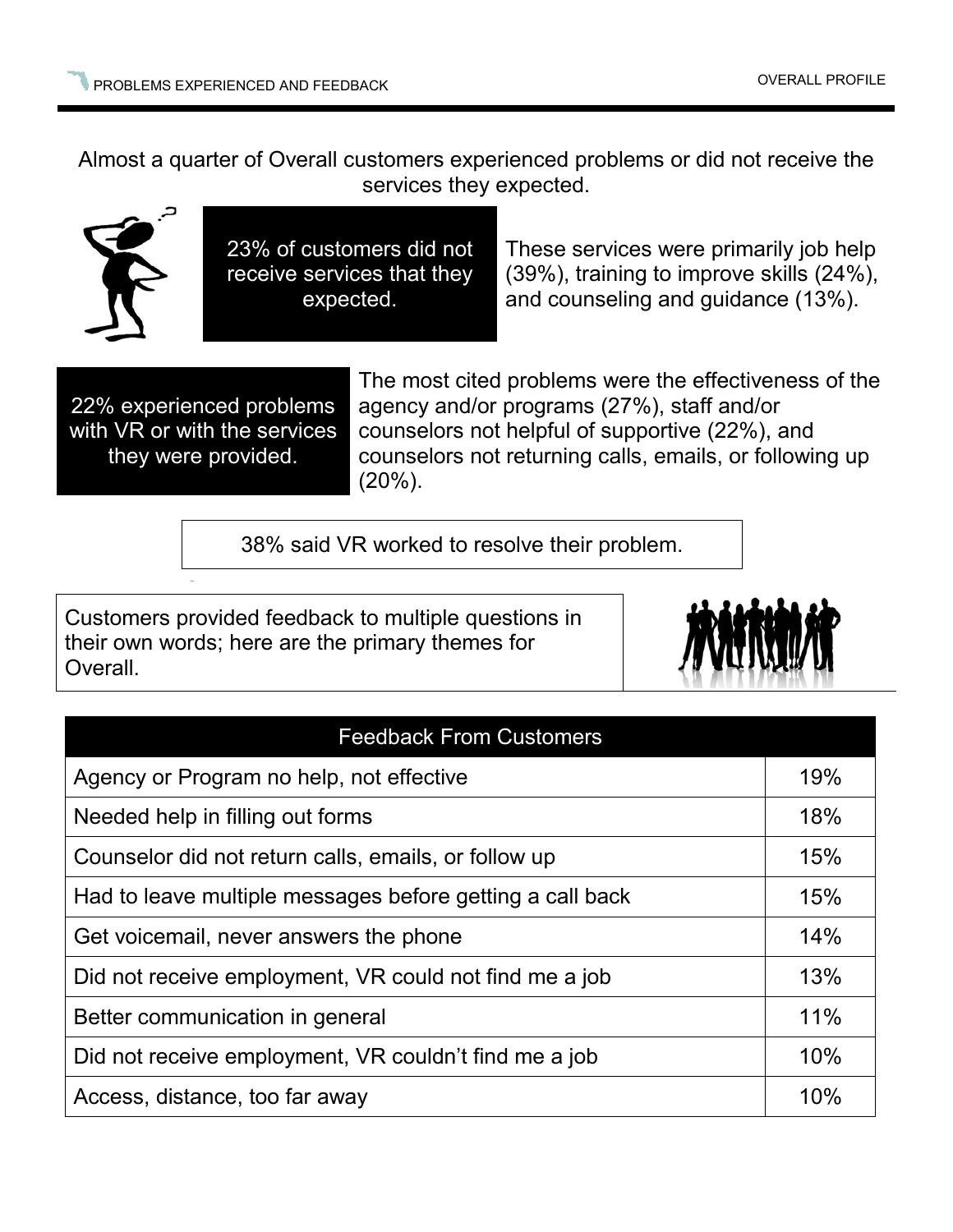Almost a quarter of Overall customers experienced problems or did not receive the services they expected.

**23% of customers did not receive services that they expected.**

These services were primarily job help (39%), training to improve skills (24%), and counseling and guidance (13%).

**22% experienced problems with VR or with the services they were provided.**

The most cited problems were the effectiveness of the agency and/or programs (27%), staff and/or counselors not helpful of supportive (22%), and counselors not returning calls, emails, or following up (20%).

38% said VR worked to resolve their problem.

Customers provided feedback to multiple questions in their own words; here are the primary themes for Overall.

| Feedback From Customers | |
|---|---|
| Agency or Program no help, not effective | 19% |
| Needed help in filling out forms | 18% |
| Counselor did not return calls, emails, or follow up | 15% |
| Had to leave multiple messages before getting a call back | 15% |
| Get voicemail, never answers the phone | 14% |
| Did not receive employment, VR could not find me a job | 13% |
| Better communication in general | 11% |
| Did not receive employment, VR couldn't find me a job | 10% |
| Access, distance, too far away | 10% |